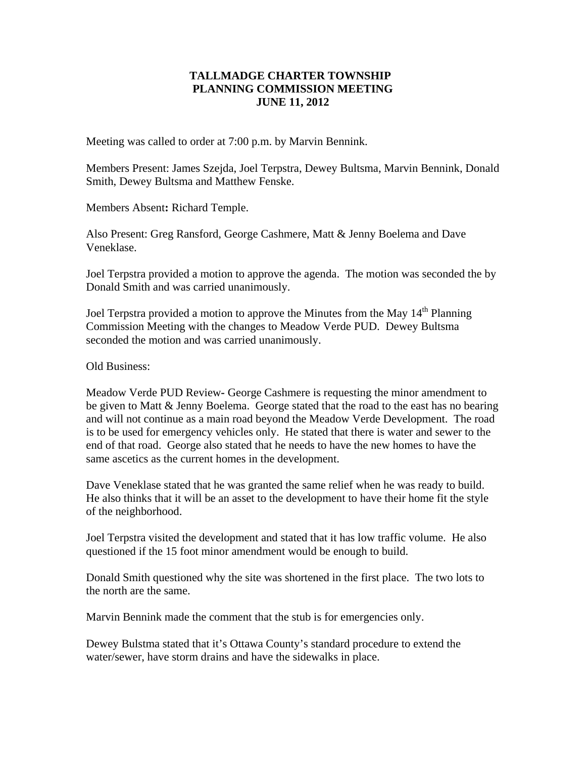# TALLMADGE CHARTER TOWNSHIP
# PLANNING COMMISSION MEETING
# JUNE 11, 2012

Meeting was called to order at 7:00 p.m. by Marvin Bennink.

Members Present: James Szejda, Joel Terpstra, Dewey Bultsma, Marvin Bennink, Donald Smith, Dewey Bultsma and Matthew Fenske.

Members Absent**:** Richard Temple.

Also Present: Greg Ransford, George Cashmere, Matt & Jenny Boelema and Dave Veneklase.

Joel Terpstra provided a motion to approve the agenda. The motion was seconded the by Donald Smith and was carried unanimously.

Joel Terpstra provided a motion to approve the Minutes from the May 14th Planning Commission Meeting with the changes to Meadow Verde PUD. Dewey Bultsma seconded the motion and was carried unanimously.

Old Business:

Meadow Verde PUD Review- George Cashmere is requesting the minor amendment to be given to Matt & Jenny Boelema. George stated that the road to the east has no bearing and will not continue as a main road beyond the Meadow Verde Development. The road is to be used for emergency vehicles only. He stated that there is water and sewer to the end of that road. George also stated that he needs to have the new homes to have the same ascetics as the current homes in the development.

Dave Veneklase stated that he was granted the same relief when he was ready to build. He also thinks that it will be an asset to the development to have their home fit the style of the neighborhood.

Joel Terpstra visited the development and stated that it has low traffic volume. He also questioned if the 15 foot minor amendment would be enough to build.

Donald Smith questioned why the site was shortened in the first place. The two lots to the north are the same.

Marvin Bennink made the comment that the stub is for emergencies only.

Dewey Bulstma stated that it's Ottawa County's standard procedure to extend the water/sewer, have storm drains and have the sidewalks in place.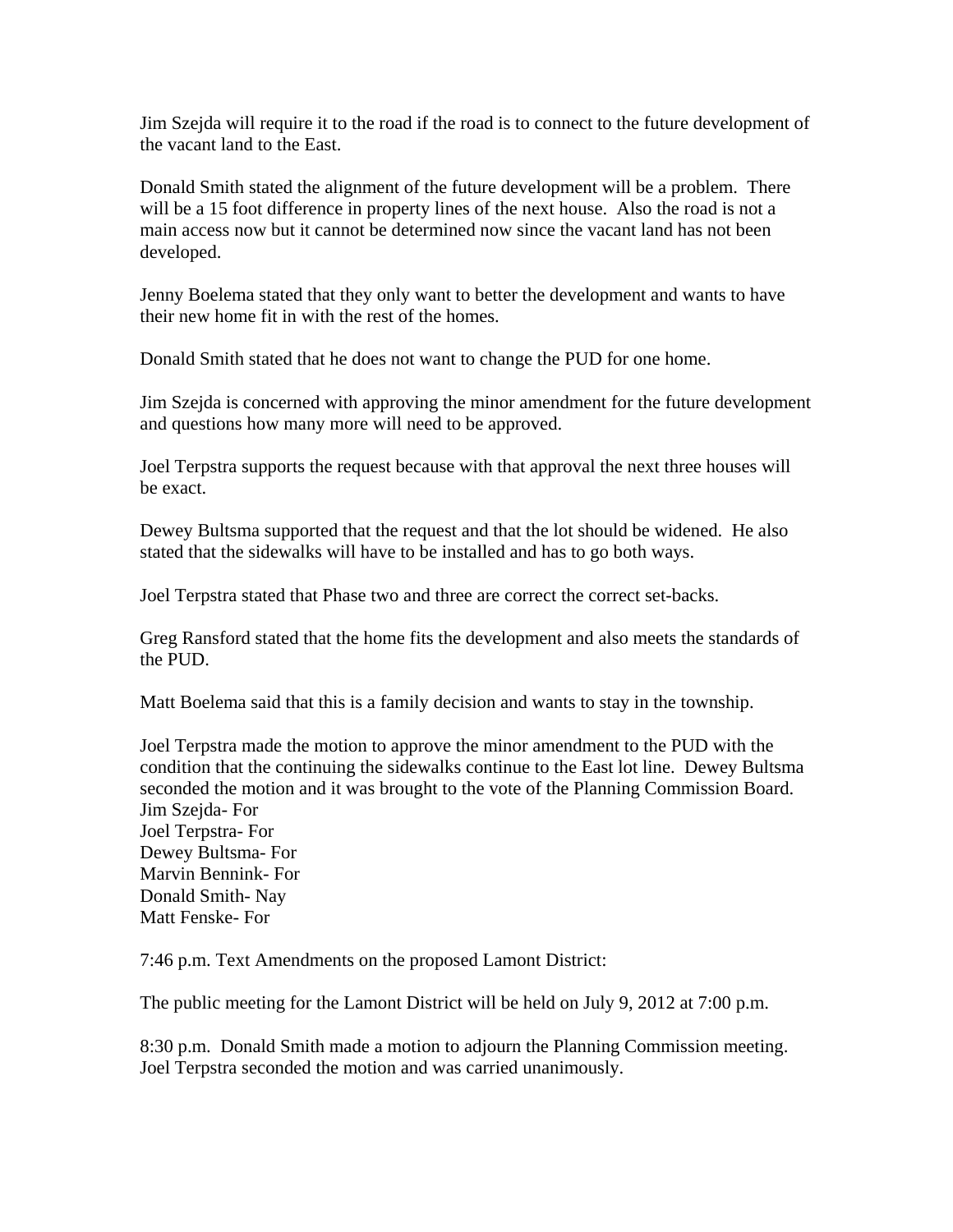Jim Szejda will require it to the road if the road is to connect to the future development of the vacant land to the East.

Donald Smith stated the alignment of the future development will be a problem. There will be a 15 foot difference in property lines of the next house. Also the road is not a main access now but it cannot be determined now since the vacant land has not been developed.

Jenny Boelema stated that they only want to better the development and wants to have their new home fit in with the rest of the homes.

Donald Smith stated that he does not want to change the PUD for one home.

Jim Szejda is concerned with approving the minor amendment for the future development and questions how many more will need to be approved.

Joel Terpstra supports the request because with that approval the next three houses will be exact.

Dewey Bultsma supported that the request and that the lot should be widened. He also stated that the sidewalks will have to be installed and has to go both ways.

Joel Terpstra stated that Phase two and three are correct the correct set-backs.

Greg Ransford stated that the home fits the development and also meets the standards of the PUD.

Matt Boelema said that this is a family decision and wants to stay in the township.

Joel Terpstra made the motion to approve the minor amendment to the PUD with the condition that the continuing the sidewalks continue to the East lot line. Dewey Bultsma seconded the motion and it was brought to the vote of the Planning Commission Board.
Jim Szejda- For
Joel Terpstra- For
Dewey Bultsma- For
Marvin Bennink- For
Donald Smith- Nay
Matt Fenske- For

7:46 p.m. Text Amendments on the proposed Lamont District:

The public meeting for the Lamont District will be held on July 9, 2012 at 7:00 p.m.

8:30 p.m. Donald Smith made a motion to adjourn the Planning Commission meeting. Joel Terpstra seconded the motion and was carried unanimously.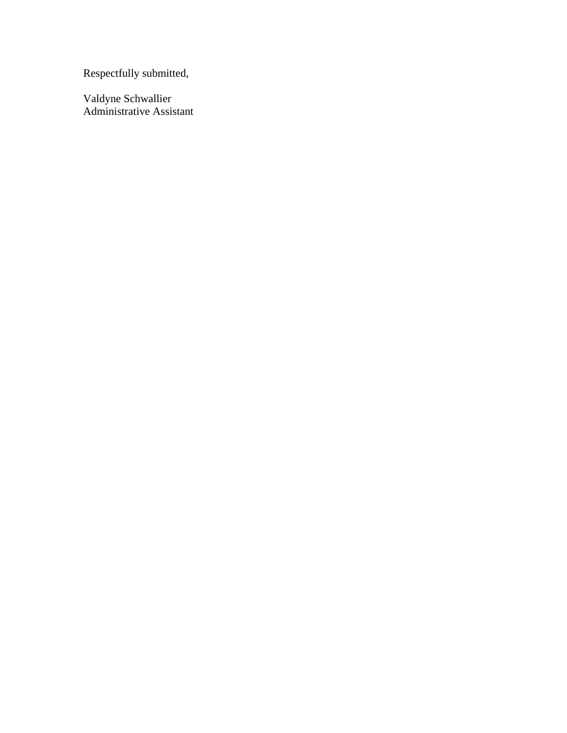Respectfully submitted,

Valdyne Schwallier
Administrative Assistant